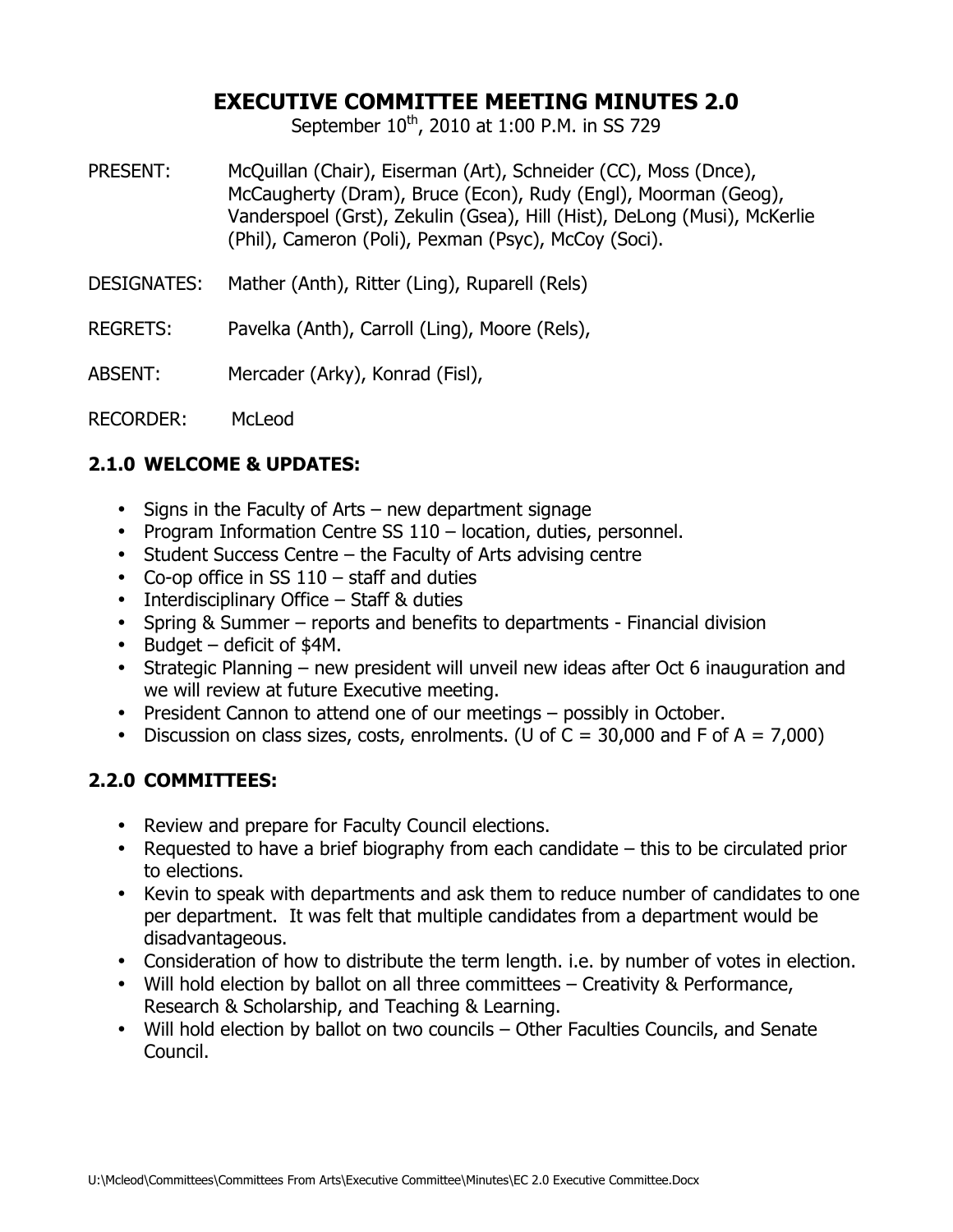# EXECUTIVE COMMITTEE MEETING MINUTES 2.0

September 10th, 2010 at 1:00 P.M. in SS 729

PRESENT: McQuillan (Chair), Eiserman (Art), Schneider (CC), Moss (Dnce), McCaugherty (Dram), Bruce (Econ), Rudy (Engl), Moorman (Geog), Vanderspoel (Grst), Zekulin (Gsea), Hill (Hist), DeLong (Musi), McKerlie (Phil), Cameron (Poli), Pexman (Psyc), McCoy (Soci).

DESIGNATES: Mather (Anth), Ritter (Ling), Ruparell (Rels)

REGRETS: Pavelka (Anth), Carroll (Ling), Moore (Rels),

ABSENT: Mercader (Arky), Konrad (Fisl),

RECORDER: McLeod

## 2.1.0 WELCOME & UPDATES:

- Signs in the Faculty of Arts – new department signage
- Program Information Centre SS 110 – location, duties, personnel.
- Student Success Centre – the Faculty of Arts advising centre
- Co-op office in SS 110 – staff and duties
- Interdisciplinary Office – Staff & duties
- Spring & Summer – reports and benefits to departments - Financial division
- Budget – deficit of $4M.
- Strategic Planning – new president will unveil new ideas after Oct 6 inauguration and we will review at future Executive meeting.
- President Cannon to attend one of our meetings – possibly in October.
- Discussion on class sizes, costs, enrolments. (U of C = 30,000 and F of A = 7,000)

## 2.2.0 COMMITTEES:

- Review and prepare for Faculty Council elections.
- Requested to have a brief biography from each candidate – this to be circulated prior to elections.
- Kevin to speak with departments and ask them to reduce number of candidates to one per department. It was felt that multiple candidates from a department would be disadvantageous.
- Consideration of how to distribute the term length. i.e. by number of votes in election.
- Will hold election by ballot on all three committees – Creativity & Performance, Research & Scholarship, and Teaching & Learning.
- Will hold election by ballot on two councils – Other Faculties Councils, and Senate Council.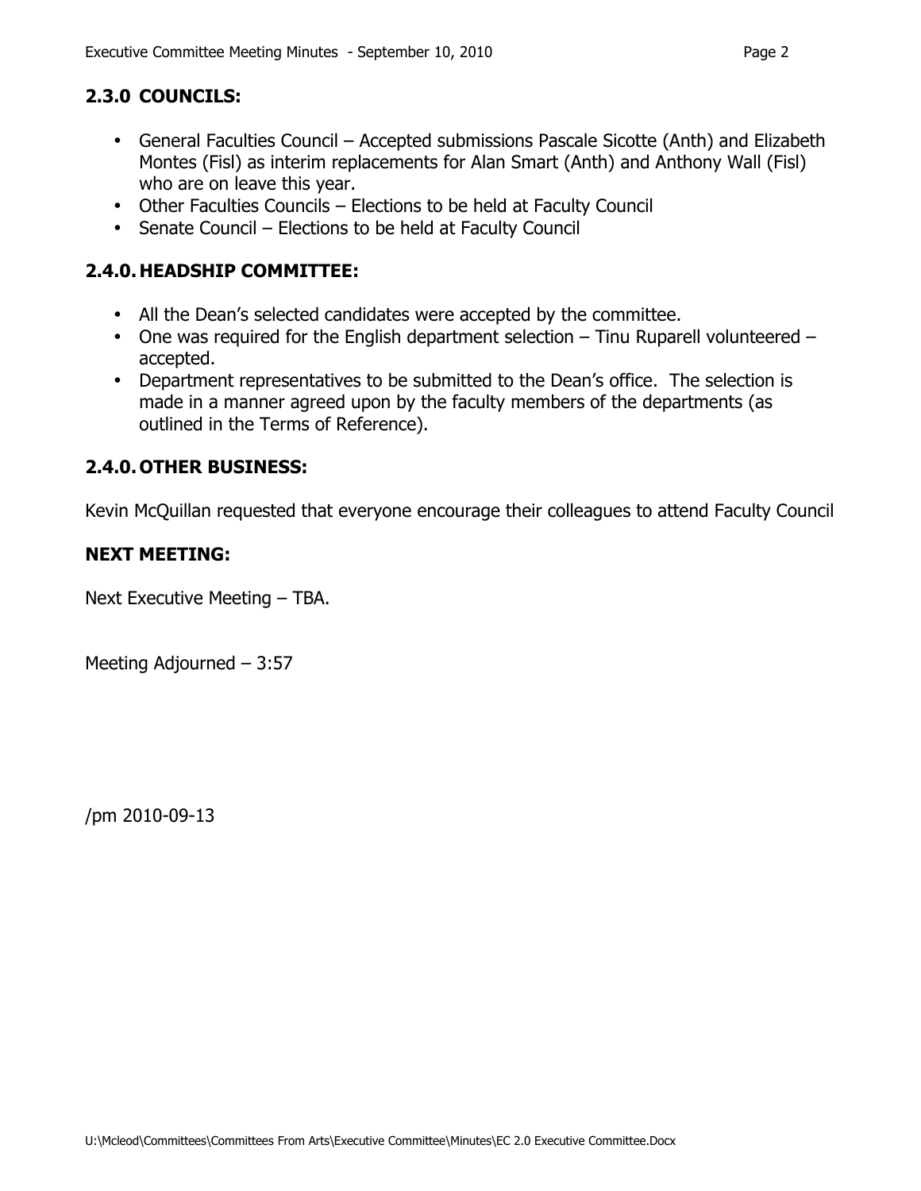## 2.3.0 COUNCILS:

- General Faculties Council – Accepted submissions Pascale Sicotte (Anth) and Elizabeth Montes (Fisl) as interim replacements for Alan Smart (Anth) and Anthony Wall (Fisl) who are on leave this year.
- Other Faculties Councils – Elections to be held at Faculty Council
- Senate Council – Elections to be held at Faculty Council

## 2.4.0. HEADSHIP COMMITTEE:

- All the Dean's selected candidates were accepted by the committee.
- One was required for the English department selection – Tinu Ruparell volunteered – accepted.
- Department representatives to be submitted to the Dean's office. The selection is made in a manner agreed upon by the faculty members of the departments (as outlined in the Terms of Reference).

## 2.4.0. OTHER BUSINESS:

Kevin McQuillan requested that everyone encourage their colleagues to attend Faculty Council

## NEXT MEETING:

Next Executive Meeting – TBA.

Meeting Adjourned – 3:57

/pm 2010-09-13

U:\Mcleod\Committees\Committees From Arts\Executive Committee\Minutes\EC 2.0 Executive Committee.Docx